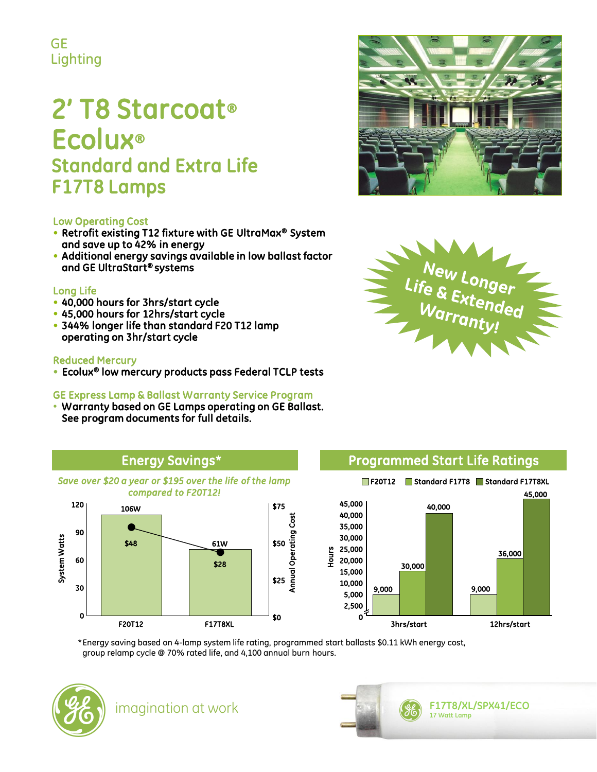GE
Lighting

# 2' T8 Starcoat® Ecolux®

## Standard and Extra Life F17T8 Lamps

New Longer Life & Extended Warranty!

### Low Operating Cost

- Retrofit existing T12 fixture with GE UltraMax® System and save up to 42% in energy
- Additional energy savings available in low ballast factor and GE UltraStart® systems

### Long Life

- 40,000 hours for 3hrs/start cycle
- 45,000 hours for 12hrs/start cycle
- 344% longer life than standard F20 T12 lamp operating on 3hr/start cycle

### Reduced Mercury

- Ecolux® low mercury products pass Federal TCLP tests

### GE Express Lamp & Ballast Warranty Service Program

- Warranty based on GE Lamps operating on GE Ballast. See program documents for full details.

## Energy Savings*

*Save over $20 a year or $195 over the life of the lamp compared to F20T12!*

System Watts
Annual Operating Cost
120
90
60
30
0
$75
$50
$25
$0
F20T12: 106W, $48
F17T8XL: 61W, $28

## Programmed Start Life Ratings

F20T12
Standard F17T8
Standard F17T8XL

Hours
45,000
40,000
35,000
30,000
25,000
20,000
15,000
10,000
5,000
2,500
0

3hrs/start: 9,000; 30,000; 40,000
12hrs/start: 9,000; 36,000; 45,000

*Energy saving based on 4-lamp system life rating, programmed start ballasts $0.11 kWh energy cost, group relamp cycle @ 70% rated life, and 4,100 annual burn hours.

imagination at work

F17T8/XL/SPX41/ECO
17 Watt Lamp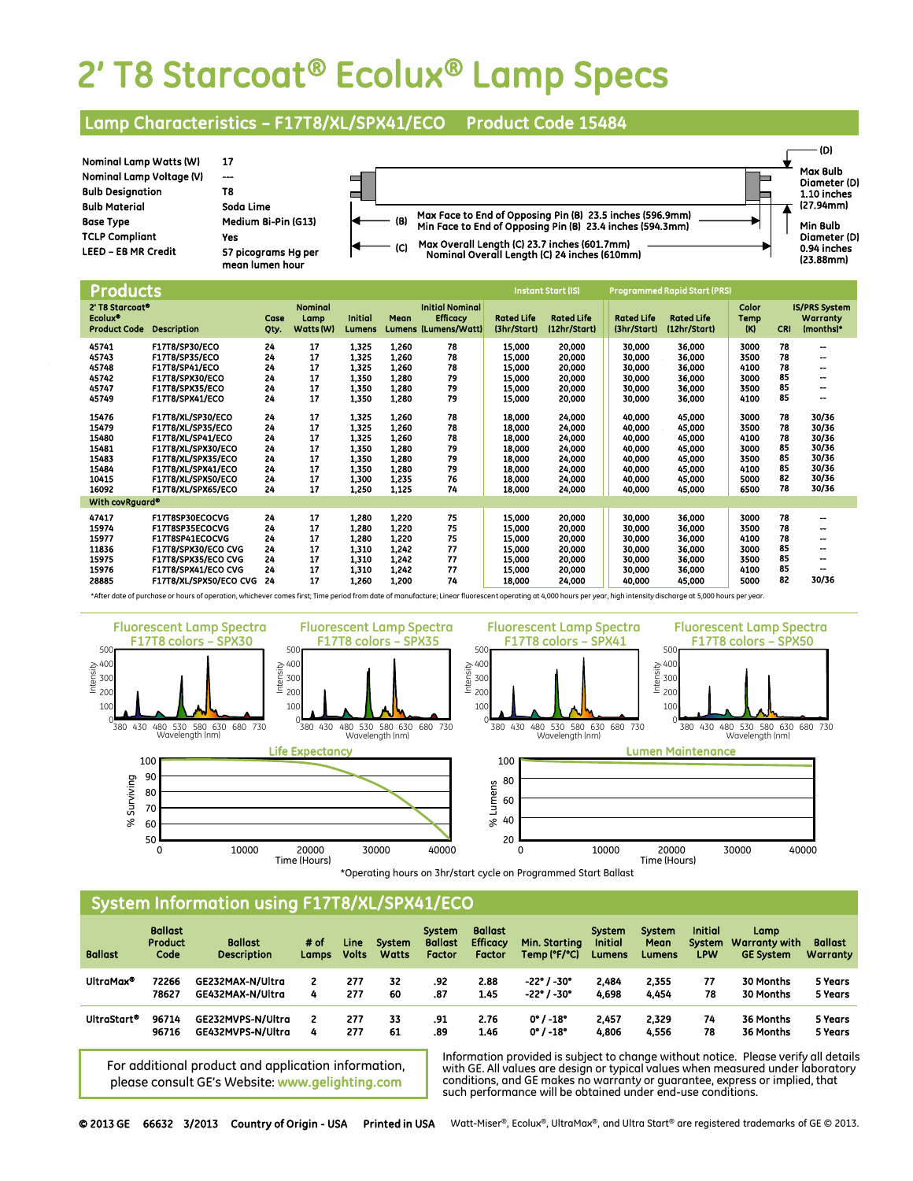# 2' T8 Starcoat® Ecolux® Lamp Specs

## Lamp Characteristics – F17T8/XL/SPX41/ECO Product Code 15484

| | |
|---|---|
| Nominal Lamp Watts (W) | 17 |
| Nominal Lamp Voltage (V) | --- |
| Bulb Designation | T8 |
| Bulb Material | Soda Lime |
| Base Type | Medium Bi-Pin (G13) |
| TCLP Compliant | Yes |
| LEED – EB MR Credit | 57 picograms Hg per mean lumen hour |

(D)

Max Bulb Diameter (D) 1.10 inches (27.94mm)

Min Bulb Diameter (D) 0.94 inches (23.88mm)

(B) Max Face to End of Opposing Pin (B) 23.5 inches (596.9mm)
Min Face to End of Opposing Pin (B) 23.4 inches (594.3mm)

(C) Max Overall Length (C) 23.7 inches (601.7mm)
Nominal Overall Length (C) 24 inches (610mm)

## Products

| 2' T8 Starcoat® Ecolux® Product Code | Description | Case Qty. | Nominal Lamp Watts (W) | Initial Lumens | Mean Lumens | Initial Nominal Efficacy (Lumens/Watt) | Instant Start (IS) Rated Life (3hr/Start) | Instant Start (IS) Rated Life (12hr/Start) | Programmed Rapid Start (PRS) Rated Life (3hr/Start) | Programmed Rapid Start (PRS) Rated Life (12hr/Start) | Color Temp (K) | CRI | IS/PRS System Warranty (months)* |
|---|---|---|---|---|---|---|---|---|---|---|---|---|---|
| 45741 | F17T8/SP30/ECO | 24 | 17 | 1,325 | 1,260 | 78 | 15,000 | 20,000 | 30,000 | 36,000 | 3000 | 78 | -- |
| 45743 | F17T8/SP35/ECO | 24 | 17 | 1,325 | 1,260 | 78 | 15,000 | 20,000 | 30,000 | 36,000 | 3500 | 78 | -- |
| 45748 | F17T8/SP41/ECO | 24 | 17 | 1,325 | 1,260 | 78 | 15,000 | 20,000 | 30,000 | 36,000 | 4100 | 78 | -- |
| 45742 | F17T8/SPX30/ECO | 24 | 17 | 1,350 | 1,280 | 79 | 15,000 | 20,000 | 30,000 | 36,000 | 3000 | 85 | -- |
| 45747 | F17T8/SPX35/ECO | 24 | 17 | 1,350 | 1,280 | 79 | 15,000 | 20,000 | 30,000 | 36,000 | 3500 | 85 | -- |
| 45749 | F17T8/SPX41/ECO | 24 | 17 | 1,350 | 1,280 | 79 | 15,000 | 20,000 | 30,000 | 36,000 | 4100 | 85 | -- |
| 15476 | F17T8/XL/SP30/ECO | 24 | 17 | 1,325 | 1,260 | 78 | 18,000 | 24,000 | 40,000 | 45,000 | 3000 | 78 | 30/36 |
| 15479 | F17T8/XL/SP35/ECO | 24 | 17 | 1,325 | 1,260 | 78 | 18,000 | 24,000 | 40,000 | 45,000 | 3500 | 78 | 30/36 |
| 15480 | F17T8/XL/SP41/ECO | 24 | 17 | 1,325 | 1,260 | 78 | 18,000 | 24,000 | 40,000 | 45,000 | 4100 | 78 | 30/36 |
| 15481 | F17T8/XL/SPX30/ECO | 24 | 17 | 1,350 | 1,280 | 79 | 18,000 | 24,000 | 40,000 | 45,000 | 3000 | 85 | 30/36 |
| 15483 | F17T8/XL/SPX35/ECO | 24 | 17 | 1,350 | 1,280 | 79 | 18,000 | 24,000 | 40,000 | 45,000 | 3500 | 85 | 30/36 |
| 15484 | F17T8/XL/SPX41/ECO | 24 | 17 | 1,350 | 1,280 | 79 | 18,000 | 24,000 | 40,000 | 45,000 | 4100 | 85 | 30/36 |
| 10415 | F17T8/XL/SPX50/ECO | 24 | 17 | 1,300 | 1,235 | 76 | 18,000 | 24,000 | 40,000 | 45,000 | 5000 | 82 | 30/36 |
| 16092 | F17T8/XL/SPX65/ECO | 24 | 17 | 1,250 | 1,125 | 74 | 18,000 | 24,000 | 40,000 | 45,000 | 6500 | 78 | 30/36 |
| **With covRguard®** | | | | | | | | | | | | | |
| 47417 | F17T8SP30ECOCVG | 24 | 17 | 1,280 | 1,220 | 75 | 15,000 | 20,000 | 30,000 | 36,000 | 3000 | 78 | -- |
| 15974 | F17T8SP35ECOCVG | 24 | 17 | 1,280 | 1,220 | 75 | 15,000 | 20,000 | 30,000 | 36,000 | 3500 | 78 | -- |
| 15977 | F17T8SP41ECOCVG | 24 | 17 | 1,280 | 1,220 | 75 | 15,000 | 20,000 | 30,000 | 36,000 | 4100 | 78 | -- |
| 11836 | F17T8/SPX30/ECO CVG | 24 | 17 | 1,310 | 1,242 | 77 | 15,000 | 20,000 | 30,000 | 36,000 | 3000 | 85 | -- |
| 15975 | F17T8/SPX35/ECO CVG | 24 | 17 | 1,310 | 1,242 | 77 | 15,000 | 20,000 | 30,000 | 36,000 | 3500 | 85 | -- |
| 15976 | F17T8/SPX41/ECO CVG | 24 | 17 | 1,310 | 1,242 | 77 | 15,000 | 20,000 | 30,000 | 36,000 | 4100 | 85 | -- |
| 28885 | F17T8/XL/SPX50/ECO CVG | 24 | 17 | 1,260 | 1,200 | 74 | 18,000 | 24,000 | 40,000 | 45,000 | 5000 | 82 | 30/36 |

*After date of purchase or hours of operation, whichever comes first; Time period from date of manufacture; Linear fluorescent operating at 4,000 hours per year, high intensity discharge at 5,000 hours per year.

Fluorescent Lamp Spectra F17T8 colors – SPX30

Fluorescent Lamp Spectra F17T8 colors – SPX35

Fluorescent Lamp Spectra F17T8 colors – SPX41

Fluorescent Lamp Spectra F17T8 colors – SPX50

Intensity: 0, 100, 200, 300, 400, 500

Wavelength (nm): 380 430 480 530 580 630 680 730

Life Expectancy

% Surviving: 50, 60, 70, 80, 90, 100

Time (Hours): 0, 10000, 20000, 30000, 40000

Lumen Maintenance

% Lumens: 20, 40, 60, 80, 100

Time (Hours): 0, 10000, 20000, 30000, 40000

*Operating hours on 3hr/start cycle on Programmed Start Ballast

## System Information using F17T8/XL/SPX41/ECO

| Ballast | Ballast Product Code | Ballast Description | # of Lamps | Line Volts | System Watts | System Ballast Factor | Ballast Efficacy Factor | Min. Starting Temp (°F/°C) | System Initial Lumens | System Mean Lumens | Initial System LPW | Lamp Warranty with GE System | Ballast Warranty |
|---|---|---|---|---|---|---|---|---|---|---|---|---|---|
| UltraMax® | 72266 | GE232MAX-N/Ultra | 2 | 277 | 32 | .92 | 2.88 | -22° / -30° | 2,484 | 2,355 | 77 | 30 Months | 5 Years |
| | 78627 | GE432MAX-N/Ultra | 4 | 277 | 60 | .87 | 1.45 | -22° / -30° | 4,698 | 4,454 | 78 | 30 Months | 5 Years |
| UltraStart® | 96714 | GE232MVPS-N/Ultra | 2 | 277 | 33 | .91 | 2.76 | 0° / -18° | 2,457 | 2,329 | 74 | 36 Months | 5 Years |
| | 96716 | GE432MVPS-N/Ultra | 4 | 277 | 61 | .89 | 1.46 | 0° / -18° | 4,806 | 4,556 | 78 | 36 Months | 5 Years |

For additional product and application information, please consult GE's Website: www.gelighting.com

Information provided is subject to change without notice. Please verify all details with GE. All values are design or typical values when measured under laboratory conditions, and GE makes no warranty or guarantee, express or implied, that such performance will be obtained under end-use conditions.

© 2013 GE 66632 3/2013 Country of Origin - USA Printed in USA Watt-Miser®, Ecolux®, UltraMax®, and Ultra Start® are registered trademarks of GE © 2013.